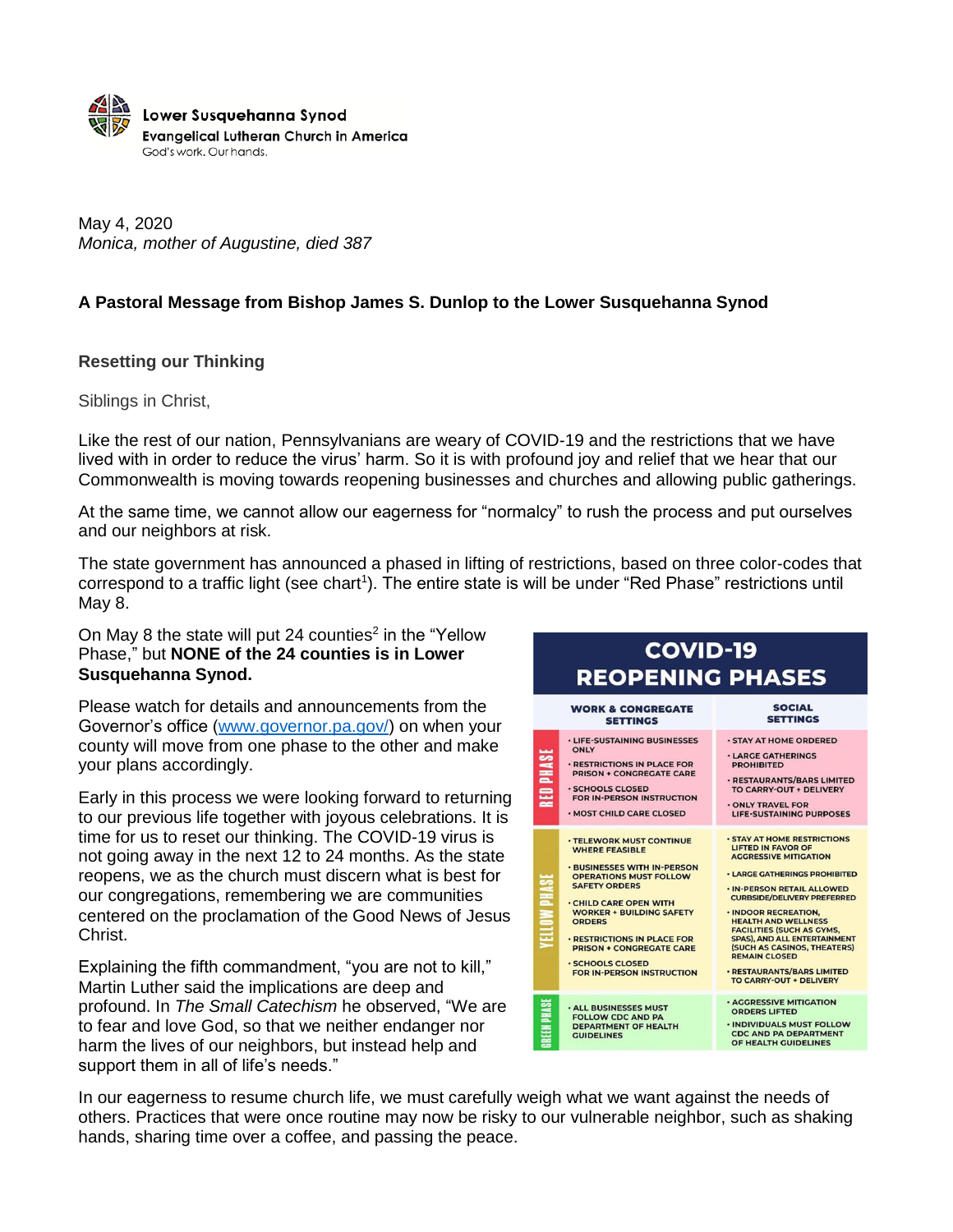Lower Susquehanna Synod
Evangelical Lutheran Church in America
God's work. Our hands.

May 4, 2020
*Monica, mother of Augustine, died 387*

**A Pastoral Message from Bishop James S. Dunlop to the Lower Susquehanna Synod**

**Resetting our Thinking**

Siblings in Christ,

Like the rest of our nation, Pennsylvanians are weary of COVID-19 and the restrictions that we have lived with in order to reduce the virus' harm. So it is with profound joy and relief that we hear that our Commonwealth is moving towards reopening businesses and churches and allowing public gatherings.

At the same time, we cannot allow our eagerness for "normalcy" to rush the process and put ourselves and our neighbors at risk.

The state government has announced a phased in lifting of restrictions, based on three color-codes that correspond to a traffic light (see chart[1]). The entire state is will be under "Red Phase" restrictions until May 8.

On May 8 the state will put 24 counties[2] in the "Yellow Phase," but **NONE of the 24 counties is in Lower Susquehanna Synod.**

Please watch for details and announcements from the Governor's office (www.governor.pa.gov/) on when your county will move from one phase to the other and make your plans accordingly.

Early in this process we were looking forward to returning to our previous life together with joyous celebrations. It is time for us to reset our thinking. The COVID-19 virus is not going away in the next 12 to 24 months. As the state reopens, we as the church must discern what is best for our congregations, remembering we are communities centered on the proclamation of the Good News of Jesus Christ.

Explaining the fifth commandment, "you are not to kill," Martin Luther said the implications are deep and profound. In *The Small Catechism* he observed, "We are to fear and love God, so that we neither endanger nor harm the lives of our neighbors, but instead help and support them in all of life's needs."

**COVID-19 REOPENING PHASES**

| | WORK & CONGREGATE SETTINGS | SOCIAL SETTINGS |
|---|---|---|
| RED PHASE | • LIFE-SUSTAINING BUSINESSES ONLY<br>• RESTRICTIONS IN PLACE FOR PRISON + CONGREGATE CARE<br>• SCHOOLS CLOSED FOR IN-PERSON INSTRUCTION<br>• MOST CHILD CARE CLOSED | • STAY AT HOME ORDERED<br>• LARGE GATHERINGS PROHIBITED<br>• RESTAURANTS/BARS LIMITED TO CARRY-OUT + DELIVERY<br>• ONLY TRAVEL FOR LIFE-SUSTAINING PURPOSES |
| YELLOW PHASE | • TELEWORK MUST CONTINUE WHERE FEASIBLE<br>• BUSINESSES WITH IN-PERSON OPERATIONS MUST FOLLOW SAFETY ORDERS<br>• CHILD CARE OPEN WITH WORKER + BUILDING SAFETY ORDERS<br>• RESTRICTIONS IN PLACE FOR PRISON + CONGREGATE CARE<br>• SCHOOLS CLOSED FOR IN-PERSON INSTRUCTION | • STAY AT HOME RESTRICTIONS LIFTED IN FAVOR OF AGGRESSIVE MITIGATION<br>• LARGE GATHERINGS PROHIBITED<br>• IN-PERSON RETAIL ALLOWED CURBSIDE/DELIVERY PREFERRED<br>• INDOOR RECREATION, HEALTH AND WELLNESS FACILITIES (SUCH AS GYMS, SPAS), AND ALL ENTERTAINMENT (SUCH AS CASINOS, THEATERS) REMAIN CLOSED<br>• RESTAURANTS/BARS LIMITED TO CARRY-OUT + DELIVERY |
| GREEN PHASE | • ALL BUSINESSES MUST FOLLOW CDC AND PA DEPARTMENT OF HEALTH GUIDELINES | • AGGRESSIVE MITIGATION ORDERS LIFTED<br>• INDIVIDUALS MUST FOLLOW CDC AND PA DEPARTMENT OF HEALTH GUIDELINES |

In our eagerness to resume church life, we must carefully weigh what we want against the needs of others. Practices that were once routine may now be risky to our vulnerable neighbor, such as shaking hands, sharing time over a coffee, and passing the peace.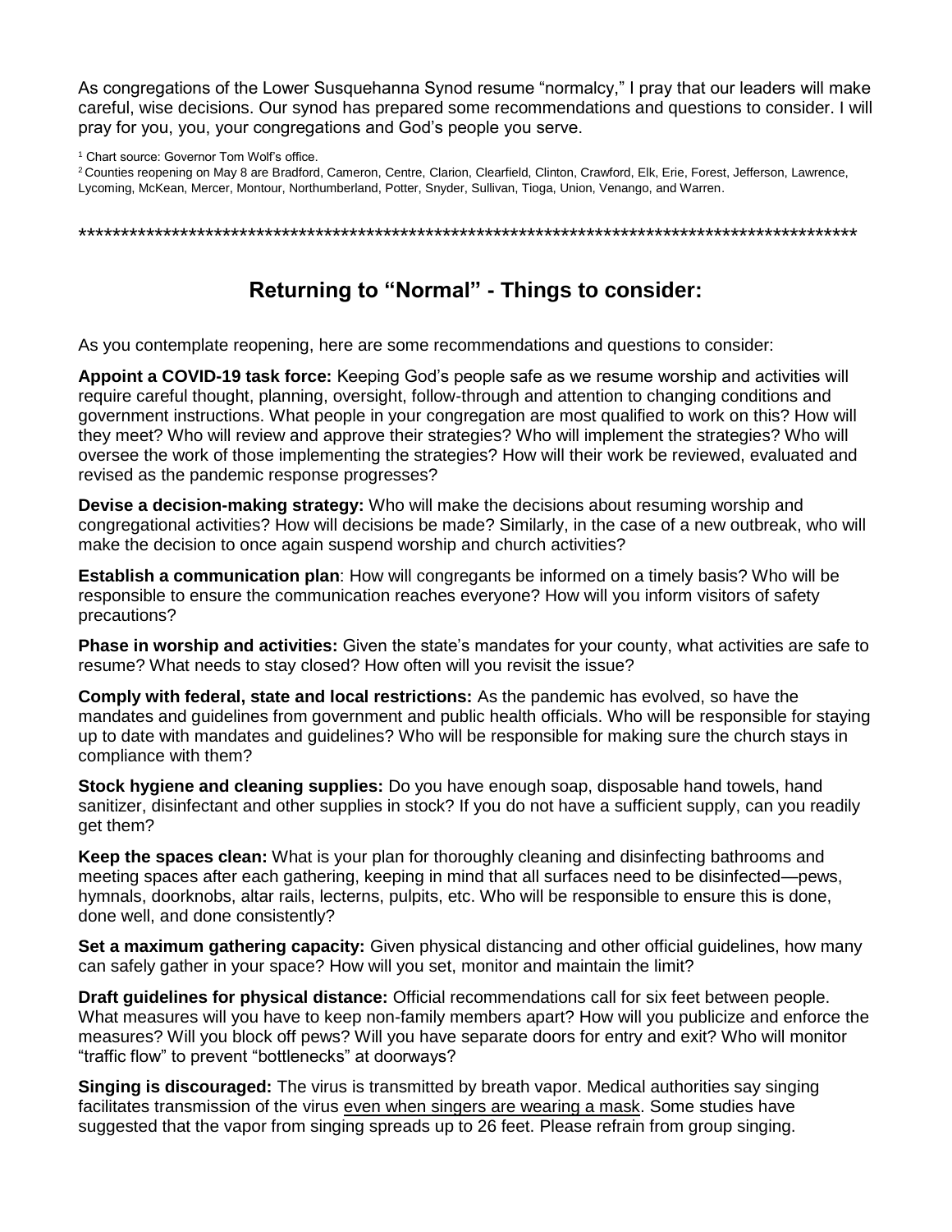As congregations of the Lower Susquehanna Synod resume "normalcy," I pray that our leaders will make careful, wise decisions. Our synod has prepared some recommendations and questions to consider. I will pray for you, you, your congregations and God's people you serve.

[1] Chart source: Governor Tom Wolf's office.

[2] Counties reopening on May 8 are Bradford, Cameron, Centre, Clarion, Clearfield, Clinton, Crawford, Elk, Erie, Forest, Jefferson, Lawrence, Lycoming, McKean, Mercer, Montour, Northumberland, Potter, Snyder, Sullivan, Tioga, Union, Venango, and Warren.

*********************************************************************************************

## Returning to "Normal" - Things to consider:

As you contemplate reopening, here are some recommendations and questions to consider:

**Appoint a COVID-19 task force:** Keeping God's people safe as we resume worship and activities will require careful thought, planning, oversight, follow-through and attention to changing conditions and government instructions. What people in your congregation are most qualified to work on this? How will they meet? Who will review and approve their strategies? Who will implement the strategies? Who will oversee the work of those implementing the strategies? How will their work be reviewed, evaluated and revised as the pandemic response progresses?

**Devise a decision-making strategy:** Who will make the decisions about resuming worship and congregational activities? How will decisions be made? Similarly, in the case of a new outbreak, who will make the decision to once again suspend worship and church activities?

**Establish a communication plan**: How will congregants be informed on a timely basis? Who will be responsible to ensure the communication reaches everyone? How will you inform visitors of safety precautions?

**Phase in worship and activities:** Given the state's mandates for your county, what activities are safe to resume? What needs to stay closed? How often will you revisit the issue?

**Comply with federal, state and local restrictions:** As the pandemic has evolved, so have the mandates and guidelines from government and public health officials. Who will be responsible for staying up to date with mandates and guidelines? Who will be responsible for making sure the church stays in compliance with them?

**Stock hygiene and cleaning supplies:** Do you have enough soap, disposable hand towels, hand sanitizer, disinfectant and other supplies in stock? If you do not have a sufficient supply, can you readily get them?

**Keep the spaces clean:** What is your plan for thoroughly cleaning and disinfecting bathrooms and meeting spaces after each gathering, keeping in mind that all surfaces need to be disinfected—pews, hymnals, doorknobs, altar rails, lecterns, pulpits, etc. Who will be responsible to ensure this is done, done well, and done consistently?

**Set a maximum gathering capacity:** Given physical distancing and other official guidelines, how many can safely gather in your space? How will you set, monitor and maintain the limit?

**Draft guidelines for physical distance:** Official recommendations call for six feet between people. What measures will you have to keep non-family members apart? How will you publicize and enforce the measures? Will you block off pews? Will you have separate doors for entry and exit? Who will monitor "traffic flow" to prevent "bottlenecks" at doorways?

**Singing is discouraged:** The virus is transmitted by breath vapor. Medical authorities say singing facilitates transmission of the virus <u>even when singers are wearing a mask</u>. Some studies have suggested that the vapor from singing spreads up to 26 feet. Please refrain from group singing.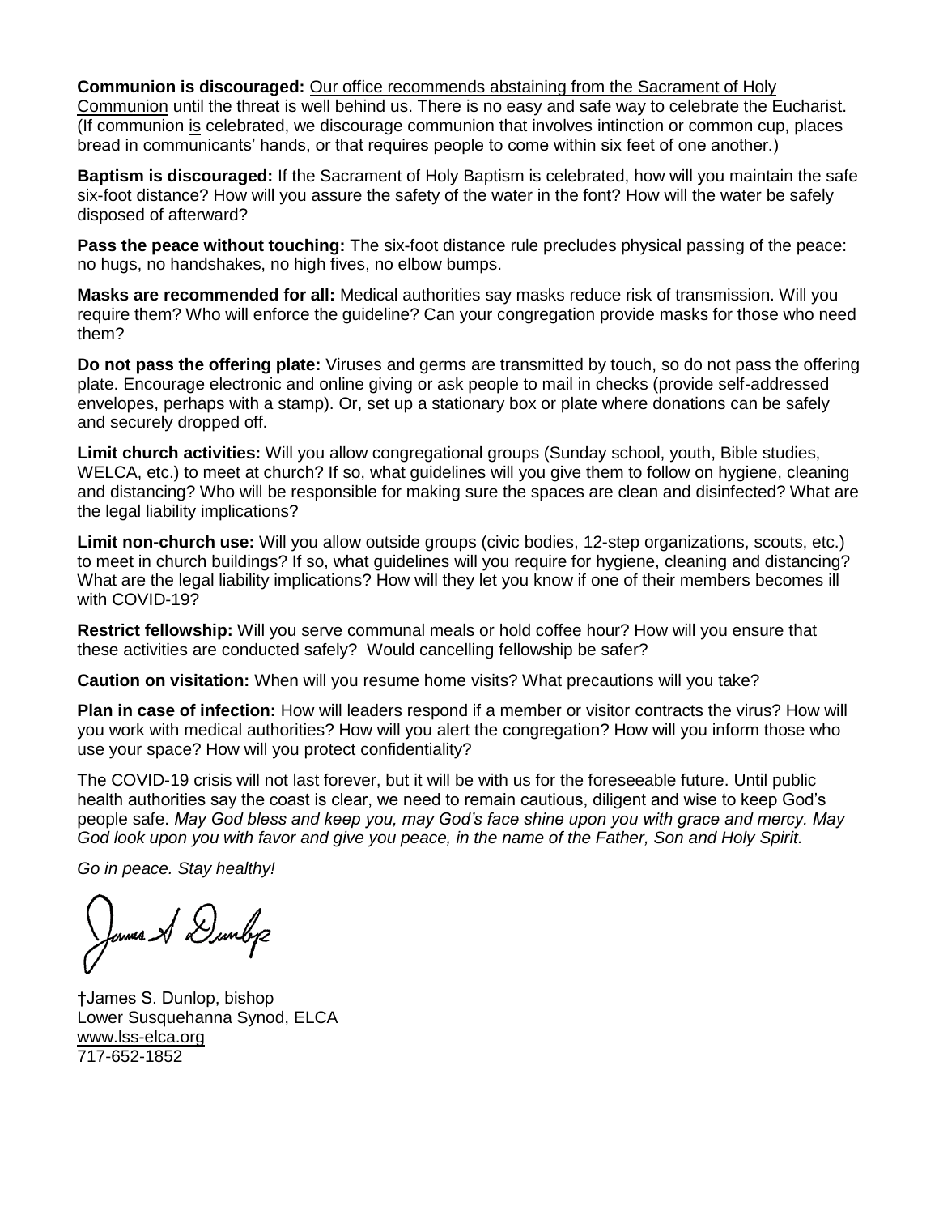**Communion is discouraged:** Our office recommends abstaining from the Sacrament of Holy Communion until the threat is well behind us. There is no easy and safe way to celebrate the Eucharist. (If communion is celebrated, we discourage communion that involves intinction or common cup, places bread in communicants' hands, or that requires people to come within six feet of one another.)

**Baptism is discouraged:** If the Sacrament of Holy Baptism is celebrated, how will you maintain the safe six-foot distance? How will you assure the safety of the water in the font? How will the water be safely disposed of afterward?

**Pass the peace without touching:** The six-foot distance rule precludes physical passing of the peace: no hugs, no handshakes, no high fives, no elbow bumps.

**Masks are recommended for all:** Medical authorities say masks reduce risk of transmission. Will you require them? Who will enforce the guideline? Can your congregation provide masks for those who need them?

**Do not pass the offering plate:** Viruses and germs are transmitted by touch, so do not pass the offering plate. Encourage electronic and online giving or ask people to mail in checks (provide self-addressed envelopes, perhaps with a stamp). Or, set up a stationary box or plate where donations can be safely and securely dropped off.

**Limit church activities:** Will you allow congregational groups (Sunday school, youth, Bible studies, WELCA, etc.) to meet at church? If so, what guidelines will you give them to follow on hygiene, cleaning and distancing? Who will be responsible for making sure the spaces are clean and disinfected? What are the legal liability implications?

**Limit non-church use:** Will you allow outside groups (civic bodies, 12-step organizations, scouts, etc.) to meet in church buildings? If so, what guidelines will you require for hygiene, cleaning and distancing? What are the legal liability implications? How will they let you know if one of their members becomes ill with COVID-19?

**Restrict fellowship:** Will you serve communal meals or hold coffee hour? How will you ensure that these activities are conducted safely? Would cancelling fellowship be safer?

**Caution on visitation:** When will you resume home visits? What precautions will you take?

**Plan in case of infection:** How will leaders respond if a member or visitor contracts the virus? How will you work with medical authorities? How will you alert the congregation? How will you inform those who use your space? How will you protect confidentiality?

The COVID-19 crisis will not last forever, but it will be with us for the foreseeable future. Until public health authorities say the coast is clear, we need to remain cautious, diligent and wise to keep God's people safe. *May God bless and keep you, may God's face shine upon you with grace and mercy. May God look upon you with favor and give you peace, in the name of the Father, Son and Holy Spirit.*

*Go in peace. Stay healthy!*

†James S. Dunlop, bishop
Lower Susquehanna Synod, ELCA
www.lss-elca.org
717-652-1852